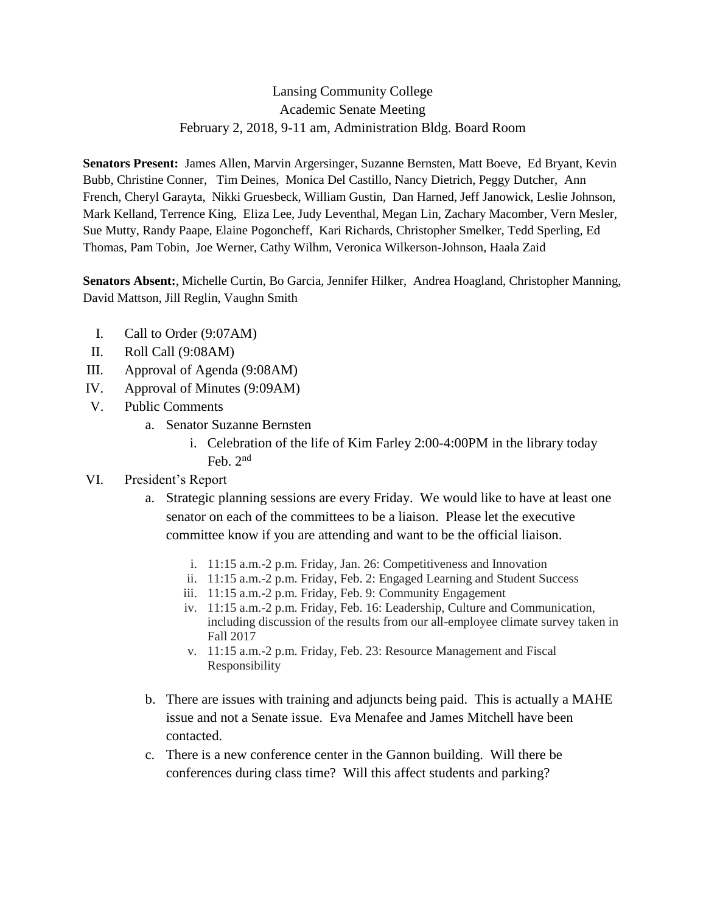Lansing Community College

Academic Senate Meeting

February 2, 2018, 9-11 am, Administration Bldg. Board Room

**Senators Present:** James Allen, Marvin Argersinger, Suzanne Bernsten, Matt Boeve, Ed Bryant, Kevin Bubb, Christine Conner, Tim Deines, Monica Del Castillo, Nancy Dietrich, Peggy Dutcher, Ann French, Cheryl Garayta, Nikki Gruesbeck, William Gustin, Dan Harned, Jeff Janowick, Leslie Johnson, Mark Kelland, Terrence King, Eliza Lee, Judy Leventhal, Megan Lin, Zachary Macomber, Vern Mesler, Sue Mutty, Randy Paape, Elaine Pogoncheff, Kari Richards, Christopher Smelker, Tedd Sperling, Ed Thomas, Pam Tobin, Joe Werner, Cathy Wilhm, Veronica Wilkerson-Johnson, Haala Zaid

**Senators Absent:**, Michelle Curtin, Bo Garcia, Jennifer Hilker, Andrea Hoagland, Christopher Manning, David Mattson, Jill Reglin, Vaughn Smith

I. Call to Order (9:07AM)

II. Roll Call (9:08AM)

III. Approval of Agenda (9:08AM)

IV. Approval of Minutes (9:09AM)

V. Public Comments

  a. Senator Suzanne Bernsten

    i. Celebration of the life of Kim Farley 2:00-4:00PM in the library today Feb. 2nd

VI. President's Report

  a. Strategic planning sessions are every Friday. We would like to have at least one senator on each of the committees to be a liaison. Please let the executive committee know if you are attending and want to be the official liaison.

    i. 11:15 a.m.-2 p.m. Friday, Jan. 26: Competitiveness and Innovation

    ii. 11:15 a.m.-2 p.m. Friday, Feb. 2: Engaged Learning and Student Success

    iii. 11:15 a.m.-2 p.m. Friday, Feb. 9: Community Engagement

    iv. 11:15 a.m.-2 p.m. Friday, Feb. 16: Leadership, Culture and Communication, including discussion of the results from our all-employee climate survey taken in Fall 2017

    v. 11:15 a.m.-2 p.m. Friday, Feb. 23: Resource Management and Fiscal Responsibility

  b. There are issues with training and adjuncts being paid. This is actually a MAHE issue and not a Senate issue. Eva Menafee and James Mitchell have been contacted.

  c. There is a new conference center in the Gannon building. Will there be conferences during class time? Will this affect students and parking?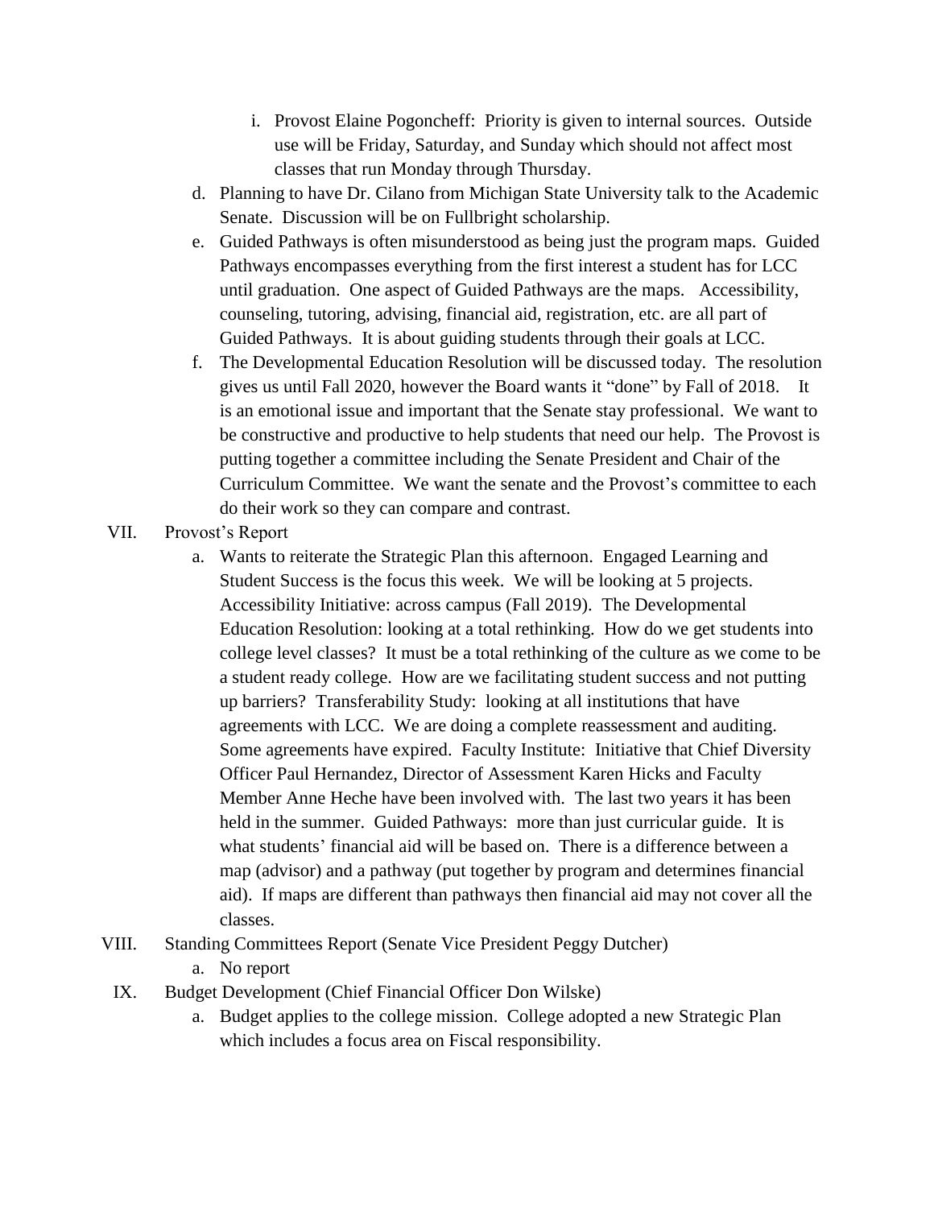i. Provost Elaine Pogoncheff: Priority is given to internal sources. Outside use will be Friday, Saturday, and Sunday which should not affect most classes that run Monday through Thursday.

    d. Planning to have Dr. Cilano from Michigan State University talk to the Academic Senate. Discussion will be on Fullbright scholarship.
    e. Guided Pathways is often misunderstood as being just the program maps. Guided Pathways encompasses everything from the first interest a student has for LCC until graduation. One aspect of Guided Pathways are the maps. Accessibility, counseling, tutoring, advising, financial aid, registration, etc. are all part of Guided Pathways. It is about guiding students through their goals at LCC.
    f. The Developmental Education Resolution will be discussed today. The resolution gives us until Fall 2020, however the Board wants it "done" by Fall of 2018. It is an emotional issue and important that the Senate stay professional. We want to be constructive and productive to help students that need our help. The Provost is putting together a committee including the Senate President and Chair of the Curriculum Committee. We want the senate and the Provost's committee to each do their work so they can compare and contrast.

VII. Provost's Report

    a. Wants to reiterate the Strategic Plan this afternoon. Engaged Learning and Student Success is the focus this week. We will be looking at 5 projects. Accessibility Initiative: across campus (Fall 2019). The Developmental Education Resolution: looking at a total rethinking. How do we get students into college level classes? It must be a total rethinking of the culture as we come to be a student ready college. How are we facilitating student success and not putting up barriers? Transferability Study: looking at all institutions that have agreements with LCC. We are doing a complete reassessment and auditing. Some agreements have expired. Faculty Institute: Initiative that Chief Diversity Officer Paul Hernandez, Director of Assessment Karen Hicks and Faculty Member Anne Heche have been involved with. The last two years it has been held in the summer. Guided Pathways: more than just curricular guide. It is what students' financial aid will be based on. There is a difference between a map (advisor) and a pathway (put together by program and determines financial aid). If maps are different than pathways then financial aid may not cover all the classes.

VIII. Standing Committees Report (Senate Vice President Peggy Dutcher)

    a. No report

IX. Budget Development (Chief Financial Officer Don Wilske)

    a. Budget applies to the college mission. College adopted a new Strategic Plan which includes a focus area on Fiscal responsibility.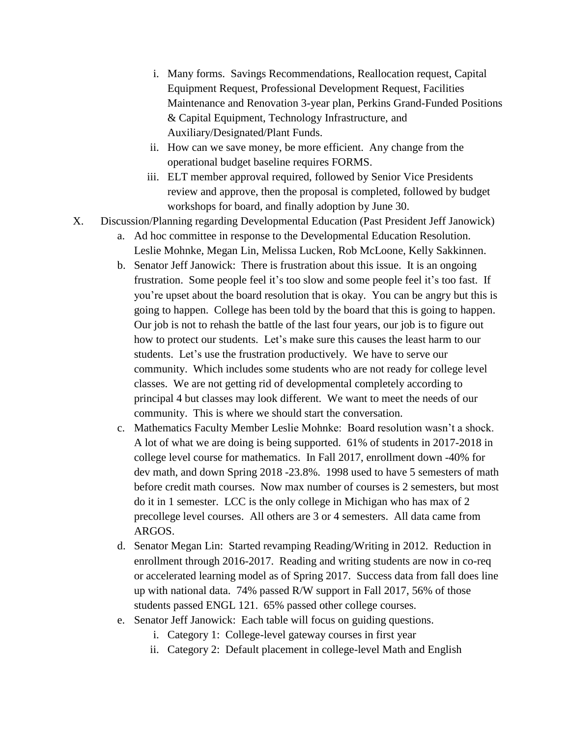i. Many forms. Savings Recommendations, Reallocation request, Capital Equipment Request, Professional Development Request, Facilities Maintenance and Renovation 3-year plan, Perkins Grand-Funded Positions & Capital Equipment, Technology Infrastructure, and Auxiliary/Designated/Plant Funds.

ii. How can we save money, be more efficient. Any change from the operational budget baseline requires FORMS.

iii. ELT member approval required, followed by Senior Vice Presidents review and approve, then the proposal is completed, followed by budget workshops for board, and finally adoption by June 30.

X. Discussion/Planning regarding Developmental Education (Past President Jeff Janowick)

a. Ad hoc committee in response to the Developmental Education Resolution. Leslie Mohnke, Megan Lin, Melissa Lucken, Rob McLoone, Kelly Sakkinnen.

b. Senator Jeff Janowick: There is frustration about this issue. It is an ongoing frustration. Some people feel it's too slow and some people feel it's too fast. If you're upset about the board resolution that is okay. You can be angry but this is going to happen. College has been told by the board that this is going to happen. Our job is not to rehash the battle of the last four years, our job is to figure out how to protect our students. Let's make sure this causes the least harm to our students. Let's use the frustration productively. We have to serve our community. Which includes some students who are not ready for college level classes. We are not getting rid of developmental completely according to principal 4 but classes may look different. We want to meet the needs of our community. This is where we should start the conversation.

c. Mathematics Faculty Member Leslie Mohnke: Board resolution wasn't a shock. A lot of what we are doing is being supported. 61% of students in 2017-2018 in college level course for mathematics. In Fall 2017, enrollment down -40% for dev math, and down Spring 2018 -23.8%. 1998 used to have 5 semesters of math before credit math courses. Now max number of courses is 2 semesters, but most do it in 1 semester. LCC is the only college in Michigan who has max of 2 precollege level courses. All others are 3 or 4 semesters. All data came from ARGOS.

d. Senator Megan Lin: Started revamping Reading/Writing in 2012. Reduction in enrollment through 2016-2017. Reading and writing students are now in co-req or accelerated learning model as of Spring 2017. Success data from fall does line up with national data. 74% passed R/W support in Fall 2017, 56% of those students passed ENGL 121. 65% passed other college courses.

e. Senator Jeff Janowick: Each table will focus on guiding questions.

i. Category 1: College-level gateway courses in first year

ii. Category 2: Default placement in college-level Math and English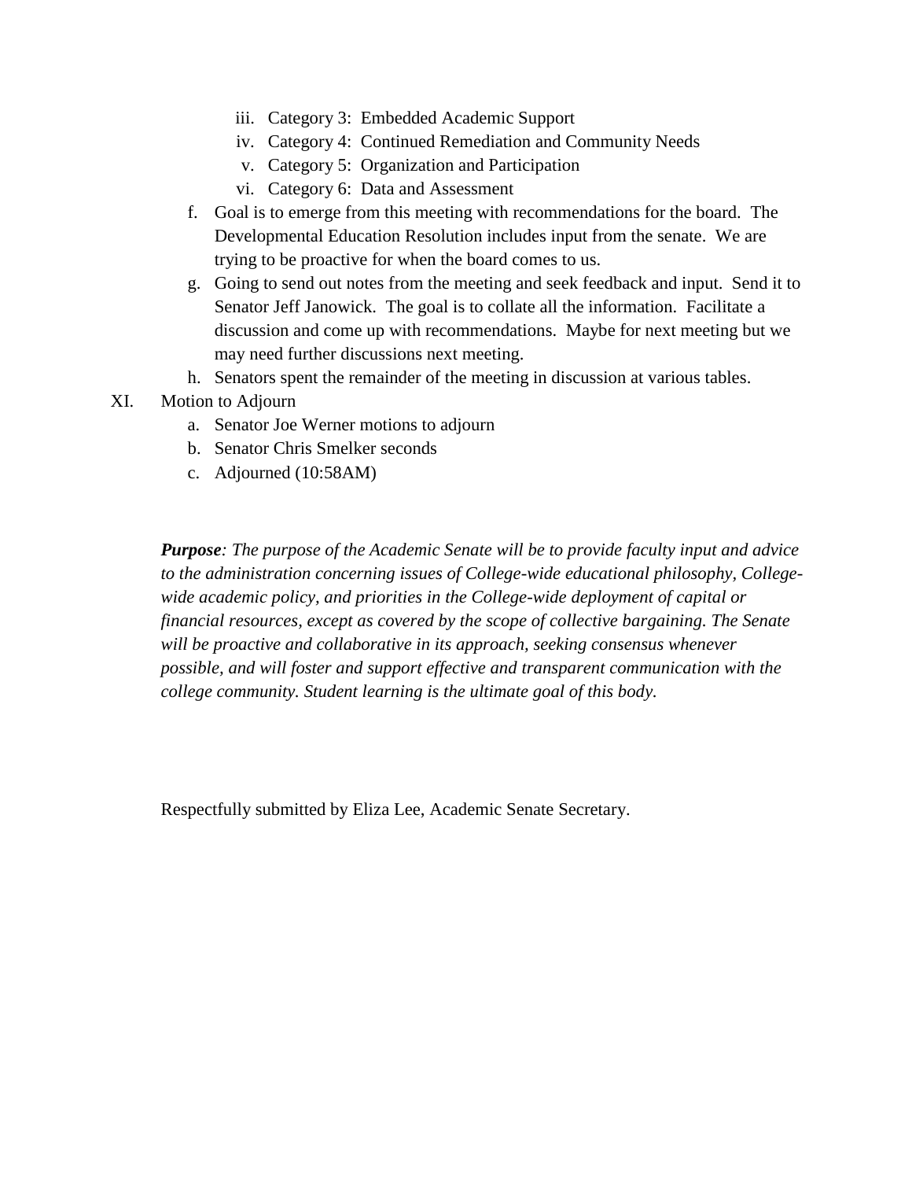iii. Category 3: Embedded Academic Support
   iv. Category 4: Continued Remediation and Community Needs
   v. Category 5: Organization and Participation
   vi. Category 6: Data and Assessment

f. Goal is to emerge from this meeting with recommendations for the board. The Developmental Education Resolution includes input from the senate. We are trying to be proactive for when the board comes to us.
g. Going to send out notes from the meeting and seek feedback and input. Send it to Senator Jeff Janowick. The goal is to collate all the information. Facilitate a discussion and come up with recommendations. Maybe for next meeting but we may need further discussions next meeting.
h. Senators spent the remainder of the meeting in discussion at various tables.

XI. Motion to Adjourn

a. Senator Joe Werner motions to adjourn
b. Senator Chris Smelker seconds
c. Adjourned (10:58AM)

***Purpose****: The purpose of the Academic Senate will be to provide faculty input and advice to the administration concerning issues of College-wide educational philosophy, College-wide academic policy, and priorities in the College-wide deployment of capital or financial resources, except as covered by the scope of collective bargaining. The Senate will be proactive and collaborative in its approach, seeking consensus whenever possible, and will foster and support effective and transparent communication with the college community. Student learning is the ultimate goal of this body.*

Respectfully submitted by Eliza Lee, Academic Senate Secretary.